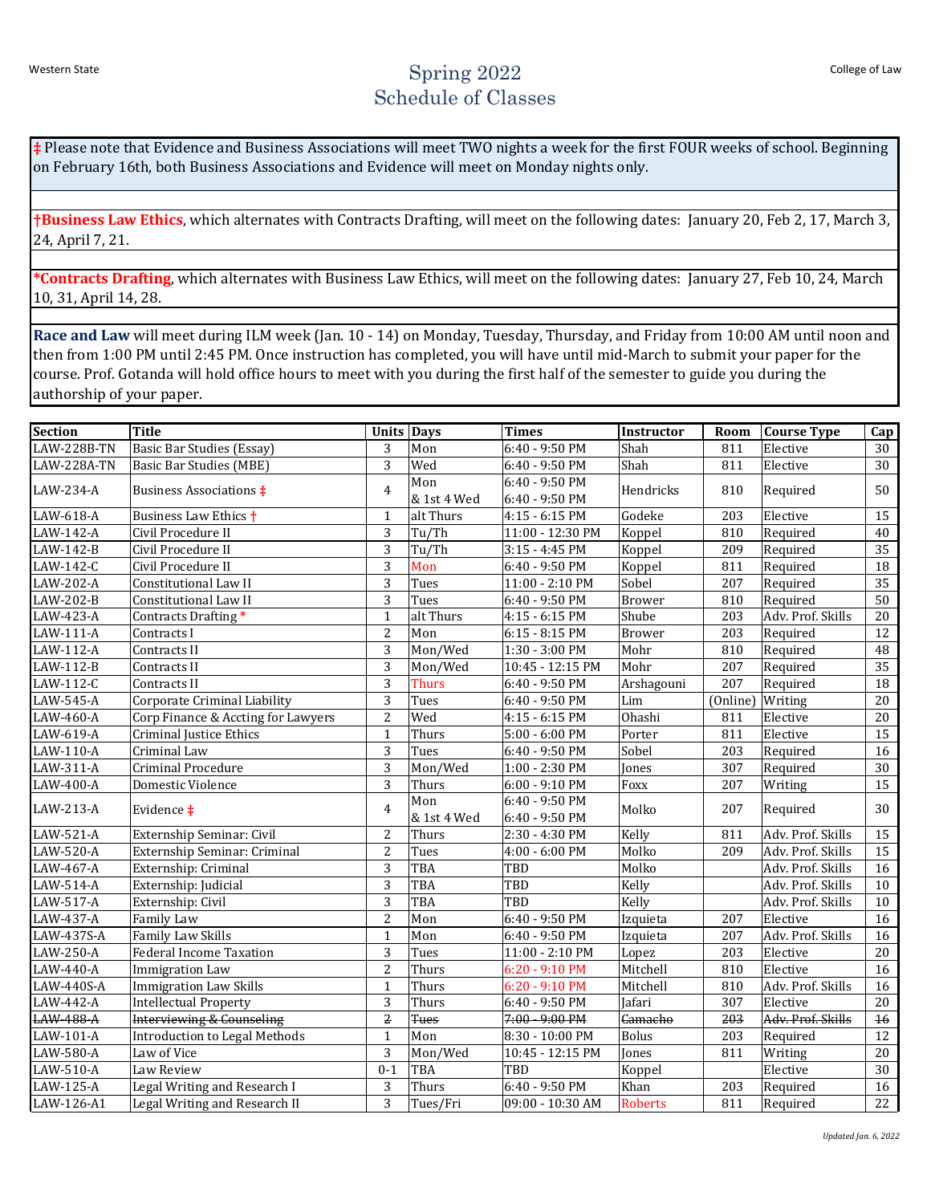Western State College of Law

# Spring 2022
# Schedule of Classes

‡ Please note that Evidence and Business Associations will meet TWO nights a week for the first FOUR weeks of school. Beginning on February 16th, both Business Associations and Evidence will meet on Monday nights only.

**†Business Law Ethics**, which alternates with Contracts Drafting, will meet on the following dates: January 20, Feb 2, 17, March 3, 24, April 7, 21.

***Contracts Drafting**, which alternates with Business Law Ethics, will meet on the following dates: January 27, Feb 10, 24, March 10, 31, April 14, 28.

**Race and Law** will meet during ILM week (Jan. 10 - 14) on Monday, Tuesday, Thursday, and Friday from 10:00 AM until noon and then from 1:00 PM until 2:45 PM. Once instruction has completed, you will have until mid-March to submit your paper for the course. Prof. Gotanda will hold office hours to meet with you during the first half of the semester to guide you during the authorship of your paper.

| Section | Title | Units | Days | Times | Instructor | Room | Course Type | Cap |
|---|---|---|---|---|---|---|---|---|
| LAW-228B-TN | Basic Bar Studies (Essay) | 3 | Mon | 6:40 - 9:50 PM | Shah | 811 | Elective | 30 |
| LAW-228A-TN | Basic Bar Studies (MBE) | 3 | Wed | 6:40 - 9:50 PM | Shah | 811 | Elective | 30 |
| LAW-234-A | Business Associations ‡ | 4 | Mon<br>& 1st 4 Wed | 6:40 - 9:50 PM<br>6:40 - 9:50 PM | Hendricks | 810 | Required | 50 |
| LAW-618-A | Business Law Ethics † | 1 | alt Thurs | 4:15 - 6:15 PM | Godeke | 203 | Elective | 15 |
| LAW-142-A | Civil Procedure II | 3 | Tu/Th | 11:00 - 12:30 PM | Koppel | 810 | Required | 40 |
| LAW-142-B | Civil Procedure II | 3 | Tu/Th | 3:15 - 4:45 PM | Koppel | 209 | Required | 35 |
| LAW-142-C | Civil Procedure II | 3 | Mon | 6:40 - 9:50 PM | Koppel | 811 | Required | 18 |
| LAW-202-A | Constitutional Law II | 3 | Tues | 11:00 - 2:10 PM | Sobel | 207 | Required | 35 |
| LAW-202-B | Constitutional Law II | 3 | Tues | 6:40 - 9:50 PM | Brower | 810 | Required | 50 |
| LAW-423-A | Contracts Drafting * | 1 | alt Thurs | 4:15 - 6:15 PM | Shube | 203 | Adv. Prof. Skills | 20 |
| LAW-111-A | Contracts I | 2 | Mon | 6:15 - 8:15 PM | Brower | 203 | Required | 12 |
| LAW-112-A | Contracts II | 3 | Mon/Wed | 1:30 - 3:00 PM | Mohr | 810 | Required | 48 |
| LAW-112-B | Contracts II | 3 | Mon/Wed | 10:45 - 12:15 PM | Mohr | 207 | Required | 35 |
| LAW-112-C | Contracts II | 3 | Thurs | 6:40 - 9:50 PM | Arshagouni | 207 | Required | 18 |
| LAW-545-A | Corporate Criminal Liability | 3 | Tues | 6:40 - 9:50 PM | Lim | (Online) | Writing | 20 |
| LAW-460-A | Corp Finance & Accting for Lawyers | 2 | Wed | 4:15 - 6:15 PM | Ohashi | 811 | Elective | 20 |
| LAW-619-A | Criminal Justice Ethics | 1 | Thurs | 5:00 - 6:00 PM | Porter | 811 | Elective | 15 |
| LAW-110-A | Criminal Law | 3 | Tues | 6:40 - 9:50 PM | Sobel | 203 | Required | 16 |
| LAW-311-A | Criminal Procedure | 3 | Mon/Wed | 1:00 - 2:30 PM | Jones | 307 | Required | 30 |
| LAW-400-A | Domestic Violence | 3 | Thurs | 6:00 - 9:10 PM | Foxx | 207 | Writing | 15 |
| LAW-213-A | Evidence ‡ | 4 | Mon<br>& 1st 4 Wed | 6:40 - 9:50 PM<br>6:40 - 9:50 PM | Molko | 207 | Required | 30 |
| LAW-521-A | Externship Seminar: Civil | 2 | Thurs | 2:30 - 4:30 PM | Kelly | 811 | Adv. Prof. Skills | 15 |
| LAW-520-A | Externship Seminar: Criminal | 2 | Tues | 4:00 - 6:00 PM | Molko | 209 | Adv. Prof. Skills | 15 |
| LAW-467-A | Externship: Criminal | 3 | TBA | TBD | Molko | | Adv. Prof. Skills | 16 |
| LAW-514-A | Externship: Judicial | 3 | TBA | TBD | Kelly | | Adv. Prof. Skills | 10 |
| LAW-517-A | Externship: Civil | 3 | TBA | TBD | Kelly | | Adv. Prof. Skills | 10 |
| LAW-437-A | Family Law | 2 | Mon | 6:40 - 9:50 PM | Izquieta | 207 | Elective | 16 |
| LAW-437S-A | Family Law Skills | 1 | Mon | 6:40 - 9:50 PM | Izquieta | 207 | Adv. Prof. Skills | 16 |
| LAW-250-A | Federal Income Taxation | 3 | Tues | 11:00 - 2:10 PM | Lopez | 203 | Elective | 20 |
| LAW-440-A | Immigration Law | 2 | Thurs | 6:20 - 9:10 PM | Mitchell | 810 | Elective | 16 |
| LAW-440S-A | Immigration Law Skills | 1 | Thurs | 6:20 - 9:10 PM | Mitchell | 810 | Adv. Prof. Skills | 16 |
| LAW-442-A | Intellectual Property | 3 | Thurs | 6:40 - 9:50 PM | Jafari | 307 | Elective | 20 |
| ~~LAW-488-A~~ | ~~Interviewing & Counseling~~ | ~~2~~ | ~~Tues~~ | ~~7:00 - 9:00 PM~~ | ~~Camacho~~ | ~~203~~ | ~~Adv. Prof. Skills~~ | ~~16~~ |
| LAW-101-A | Introduction to Legal Methods | 1 | Mon | 8:30 - 10:00 PM | Bolus | 203 | Required | 12 |
| LAW-580-A | Law of Vice | 3 | Mon/Wed | 10:45 - 12:15 PM | Jones | 811 | Writing | 20 |
| LAW-510-A | Law Review | 0-1 | TBA | TBD | Koppel | | Elective | 30 |
| LAW-125-A | Legal Writing and Research I | 3 | Thurs | 6:40 - 9:50 PM | Khan | 203 | Required | 16 |
| LAW-126-A1 | Legal Writing and Research II | 3 | Tues/Fri | 09:00 - 10:30 AM | Roberts | 811 | Required | 22 |

*Updated Jan. 6, 2022*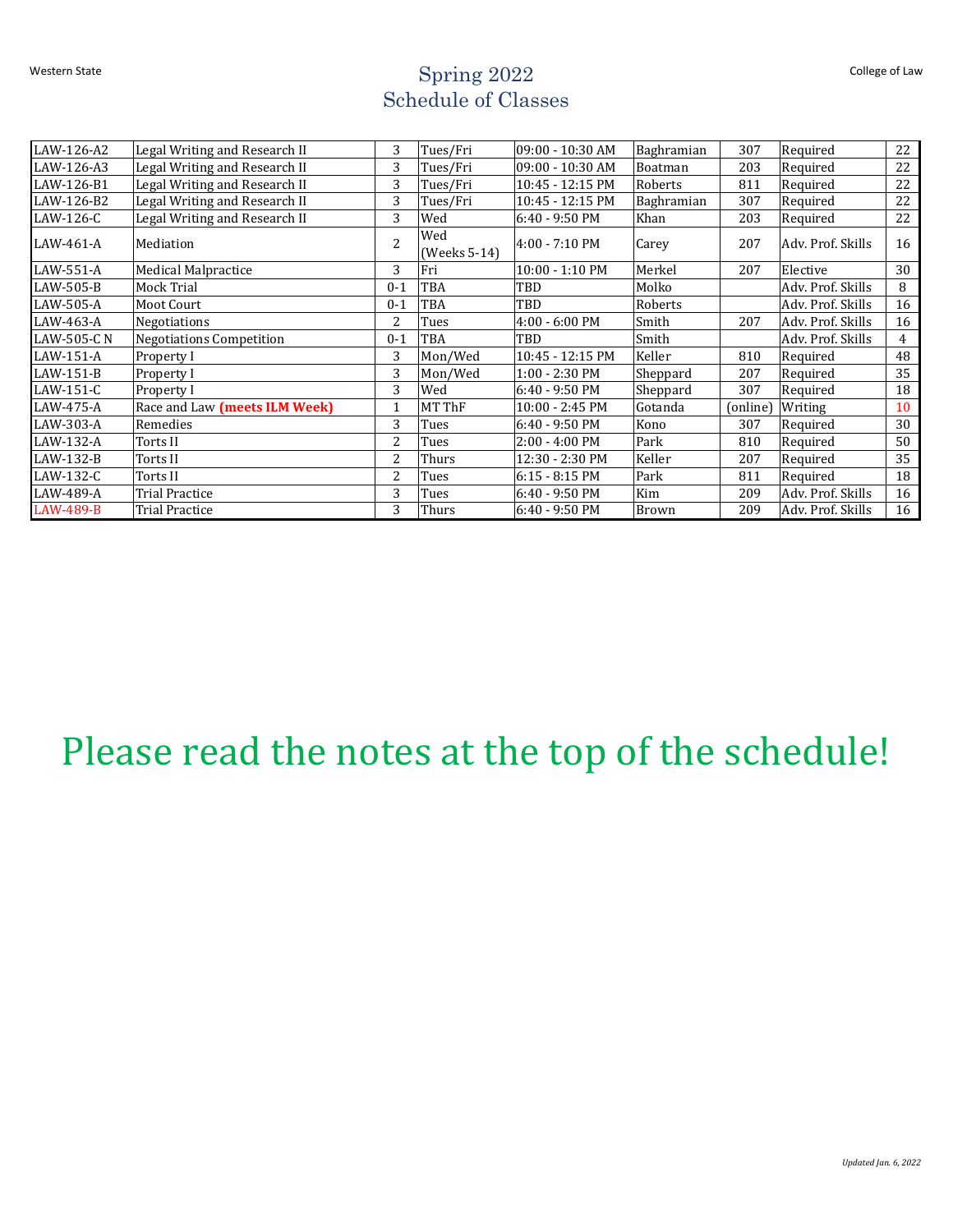# Spring 2022
# Schedule of Classes

| | | | | | | | | |
|---|---|---|---|---|---|---|---|---|
| LAW-126-A2 | Legal Writing and Research II | 3 | Tues/Fri | 09:00 - 10:30 AM | Baghramian | 307 | Required | 22 |
| LAW-126-A3 | Legal Writing and Research II | 3 | Tues/Fri | 09:00 - 10:30 AM | Boatman | 203 | Required | 22 |
| LAW-126-B1 | Legal Writing and Research II | 3 | Tues/Fri | 10:45 - 12:15 PM | Roberts | 811 | Required | 22 |
| LAW-126-B2 | Legal Writing and Research II | 3 | Tues/Fri | 10:45 - 12:15 PM | Baghramian | 307 | Required | 22 |
| LAW-126-C | Legal Writing and Research II | 3 | Wed | 6:40 - 9:50 PM | Khan | 203 | Required | 22 |
| LAW-461-A | Mediation | 2 | Wed (Weeks 5-14) | 4:00 - 7:10 PM | Carey | 207 | Adv. Prof. Skills | 16 |
| LAW-551-A | Medical Malpractice | 3 | Fri | 10:00 - 1:10 PM | Merkel | 207 | Elective | 30 |
| LAW-505-B | Mock Trial | 0-1 | TBA | TBD | Molko | | Adv. Prof. Skills | 8 |
| LAW-505-A | Moot Court | 0-1 | TBA | TBD | Roberts | | Adv. Prof. Skills | 16 |
| LAW-463-A | Negotiations | 2 | Tues | 4:00 - 6:00 PM | Smith | 207 | Adv. Prof. Skills | 16 |
| LAW-505-C N | Negotiations Competition | 0-1 | TBA | TBD | Smith | | Adv. Prof. Skills | 4 |
| LAW-151-A | Property I | 3 | Mon/Wed | 10:45 - 12:15 PM | Keller | 810 | Required | 48 |
| LAW-151-B | Property I | 3 | Mon/Wed | 1:00 - 2:30 PM | Sheppard | 207 | Required | 35 |
| LAW-151-C | Property I | 3 | Wed | 6:40 - 9:50 PM | Sheppard | 307 | Required | 18 |
| LAW-475-A | Race and Law **(meets ILM Week)** | 1 | MT ThF | 10:00 - 2:45 PM | Gotanda | (online) | Writing | 10 |
| LAW-303-A | Remedies | 3 | Tues | 6:40 - 9:50 PM | Kono | 307 | Required | 30 |
| LAW-132-A | Torts II | 2 | Tues | 2:00 - 4:00 PM | Park | 810 | Required | 50 |
| LAW-132-B | Torts II | 2 | Thurs | 12:30 - 2:30 PM | Keller | 207 | Required | 35 |
| LAW-132-C | Torts II | 2 | Tues | 6:15 - 8:15 PM | Park | 811 | Required | 18 |
| LAW-489-A | Trial Practice | 3 | Tues | 6:40 - 9:50 PM | Kim | 209 | Adv. Prof. Skills | 16 |
| LAW-489-B | Trial Practice | 3 | Thurs | 6:40 - 9:50 PM | Brown | 209 | Adv. Prof. Skills | 16 |

## Please read the notes at the top of the schedule!

*Updated Jan. 6, 2022*